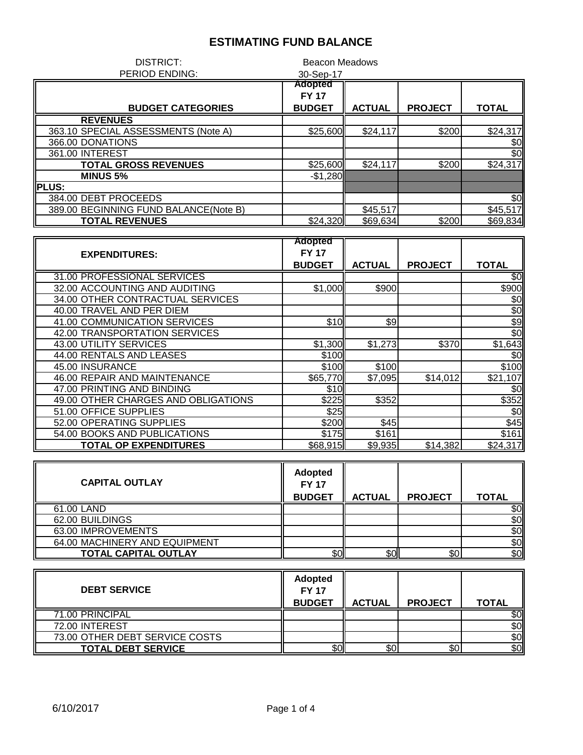# ESTIMATING FUND BALANCE

DISTRICT: Beacon Meadows

PERIOD ENDING: 30-Sep-17

| BUDGET CATEGORIES | Adopted FY 17 BUDGET | ACTUAL | PROJECT | TOTAL |
|---|---|---|---|---|
| **REVENUES** | | | | |
| 363.10 SPECIAL ASSESSMENTS (Note A) | $25,600 | $24,117 | $200 | $24,317 |
| 366.00 DONATIONS | | | | $0 |
| 361.00 INTEREST | | | | $0 |
| **TOTAL GROSS REVENUES** | $25,600 | $24,117 | $200 | $24,317 |
| **MINUS 5%** | -$1,280 | | | |
| **PLUS:** | | | | |
| 384.00 DEBT PROCEEDS | | | | $0 |
| 389.00 BEGINNING FUND BALANCE(Note B) | | $45,517 | | $45,517 |
| **TOTAL REVENUES** | $24,320 | $69,634 | $200 | $69,834 |

| EXPENDITURES: | Adopted FY 17 BUDGET | ACTUAL | PROJECT | TOTAL |
|---|---|---|---|---|
| 31.00 PROFESSIONAL SERVICES | | | | $0 |
| 32.00 ACCOUNTING AND AUDITING | $1,000 | $900 | | $900 |
| 34.00 OTHER CONTRACTUAL SERVICES | | | | $0 |
| 40.00 TRAVEL AND PER DIEM | | | | $0 |
| 41.00 COMMUNICATION SERVICES | $10 | $9 | | $9 |
| 42.00 TRANSPORTATION SERVICES | | | | $0 |
| 43.00 UTILITY SERVICES | $1,300 | $1,273 | $370 | $1,643 |
| 44.00 RENTALS AND LEASES | $100 | | | $0 |
| 45.00 INSURANCE | $100 | $100 | | $100 |
| 46.00 REPAIR AND MAINTENANCE | $65,770 | $7,095 | $14,012 | $21,107 |
| 47.00 PRINTING AND BINDING | $10 | | | $0 |
| 49.00 OTHER CHARGES AND OBLIGATIONS | $225 | $352 | | $352 |
| 51.00 OFFICE SUPPLIES | $25 | | | $0 |
| 52.00 OPERATING SUPPLIES | $200 | $45 | | $45 |
| 54.00 BOOKS AND PUBLICATIONS | $175 | $161 | | $161 |
| **TOTAL OP EXPENDITURES** | $68,915 | $9,935 | $14,382 | $24,317 |

| CAPITAL OUTLAY | Adopted FY 17 BUDGET | ACTUAL | PROJECT | TOTAL |
|---|---|---|---|---|
| 61.00 LAND | | | | $0 |
| 62.00 BUILDINGS | | | | $0 |
| 63.00 IMPROVEMENTS | | | | $0 |
| 64.00 MACHINERY AND EQUIPMENT | | | | $0 |
| **TOTAL CAPITAL OUTLAY** | $0 | $0 | $0 | $0 |

| DEBT SERVICE | Adopted FY 17 BUDGET | ACTUAL | PROJECT | TOTAL |
|---|---|---|---|---|
| 71.00 PRINCIPAL | | | | $0 |
| 72.00 INTEREST | | | | $0 |
| 73.00 OTHER DEBT SERVICE COSTS | | | | $0 |
| **TOTAL DEBT SERVICE** | $0 | $0 | $0 | $0 |

6/10/2017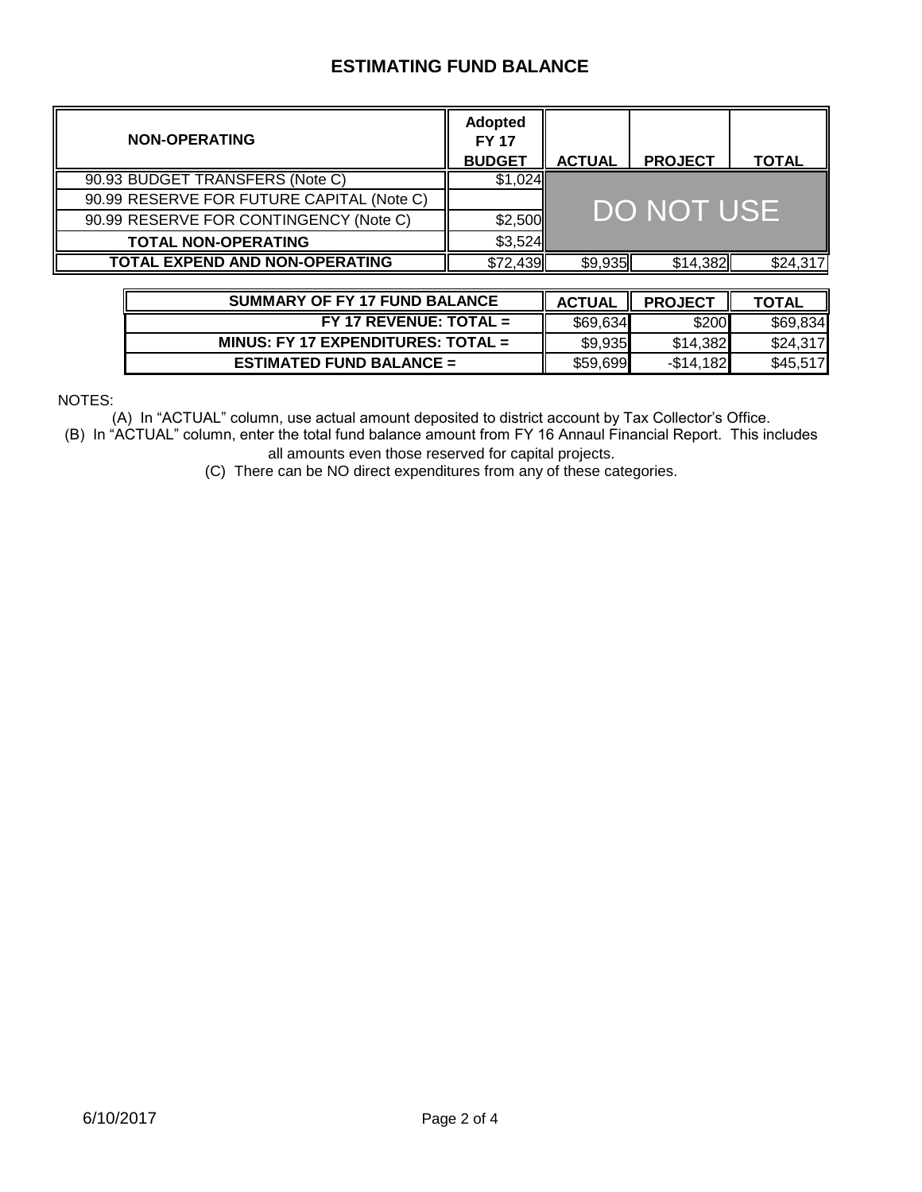## ESTIMATING FUND BALANCE

| NON-OPERATING | Adopted FY 17 BUDGET | ACTUAL | PROJECT | TOTAL |
|---|---|---|---|---|
| 90.93 BUDGET TRANSFERS (Note C) | $1,024 | DO NOT USE | | |
| 90.99 RESERVE FOR FUTURE CAPITAL (Note C) | | | | |
| 90.99 RESERVE FOR CONTINGENCY (Note C) | $2,500 | | | |
| **TOTAL NON-OPERATING** | $3,524 | | | |
| **TOTAL EXPEND AND NON-OPERATING** | $72,439 | $9,935 | $14,382 | $24,317 |

| SUMMARY OF FY 17 FUND BALANCE | ACTUAL | PROJECT | TOTAL |
|---|---|---|---|
| **FY 17 REVENUE: TOTAL =** | $69,634 | $200 | $69,834 |
| **MINUS: FY 17 EXPENDITURES: TOTAL =** | $9,935 | $14,382 | $24,317 |
| **ESTIMATED FUND BALANCE =** | $59,699 | -$14,182 | $45,517 |

NOTES:

(A) In "ACTUAL" column, use actual amount deposited to district account by Tax Collector's Office.

(B) In "ACTUAL" column, enter the total fund balance amount from FY 16 Annaul Financial Report. This includes all amounts even those reserved for capital projects.

(C) There can be NO direct expenditures from any of these categories.

6/10/2017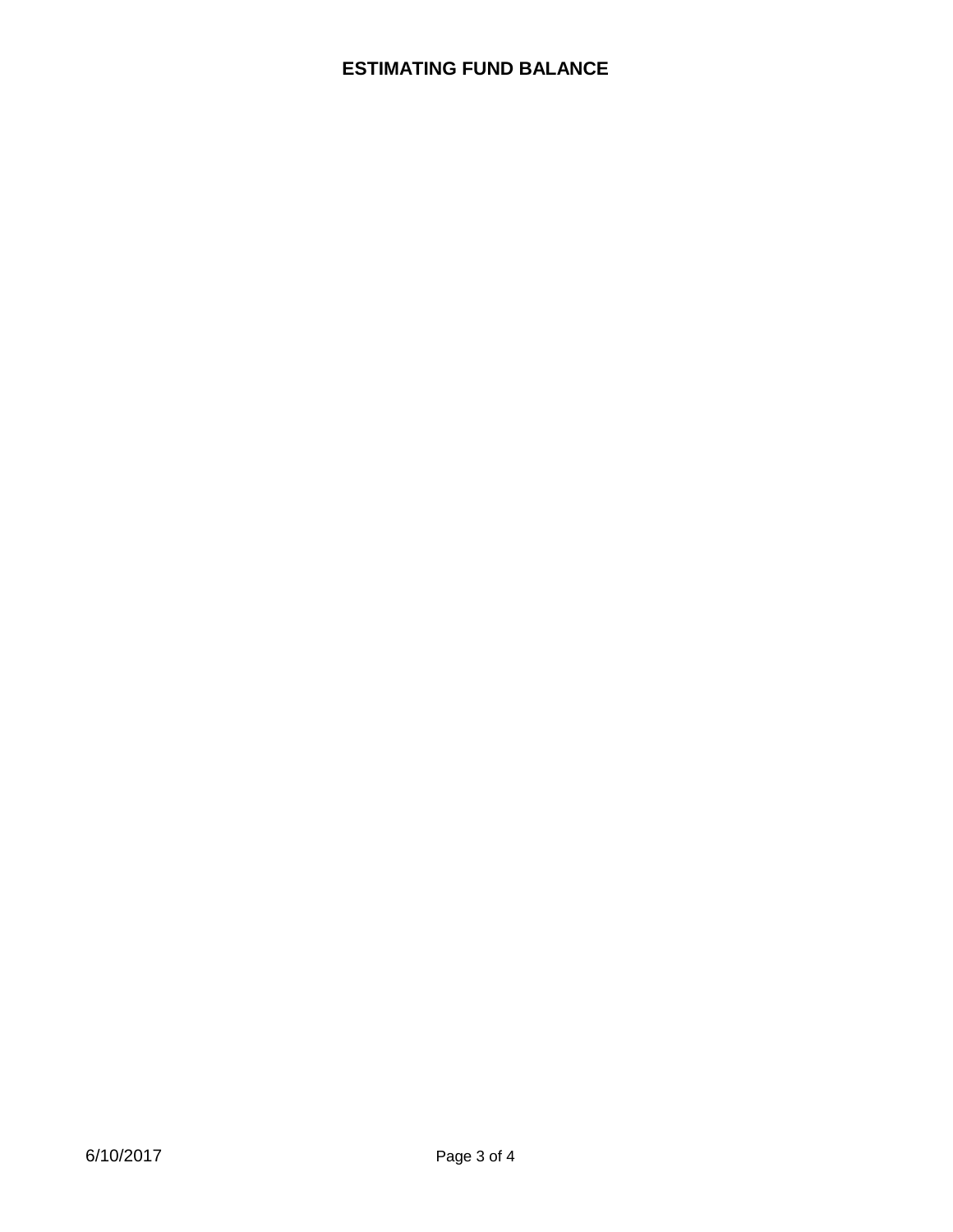# ESTIMATING FUND BALANCE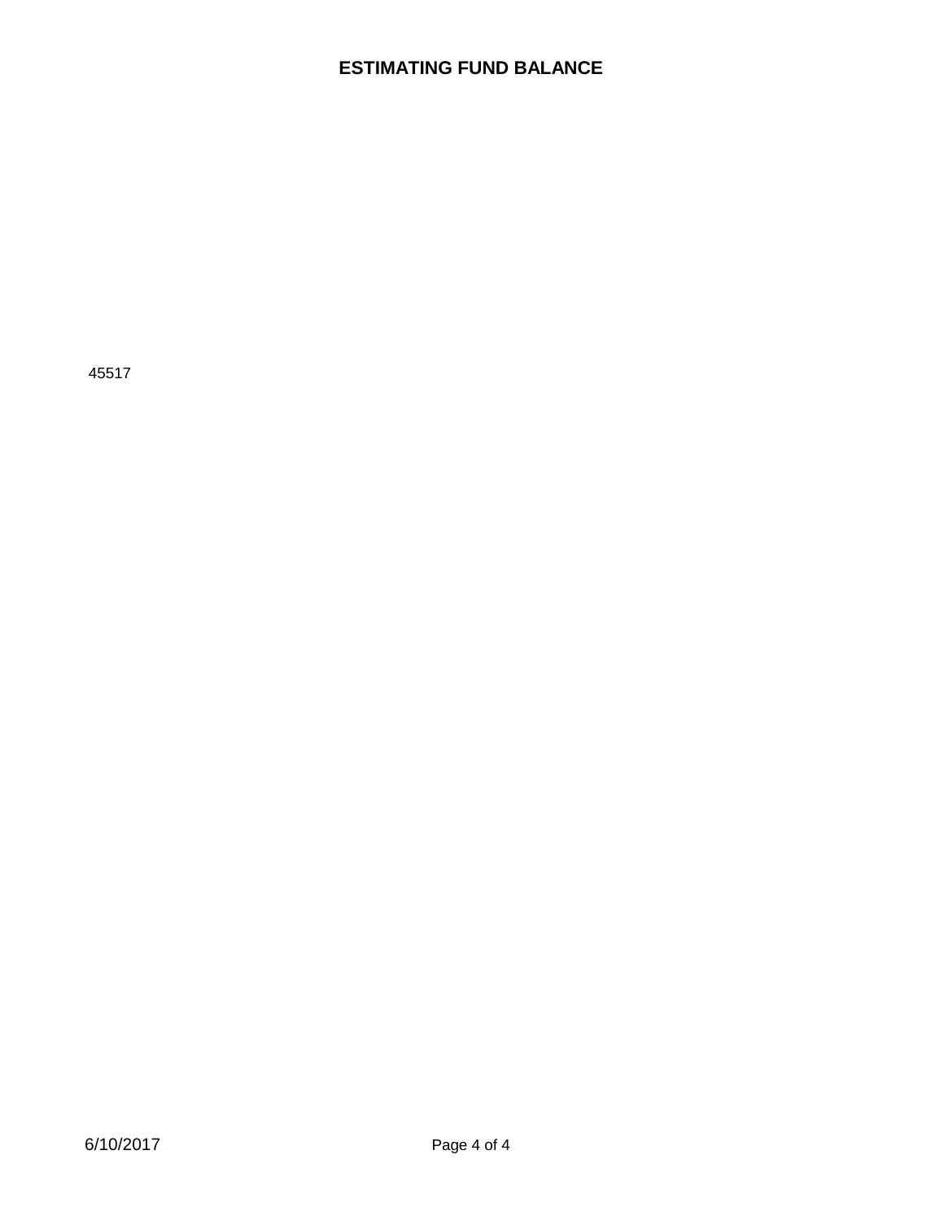# ESTIMATING FUND BALANCE

45517